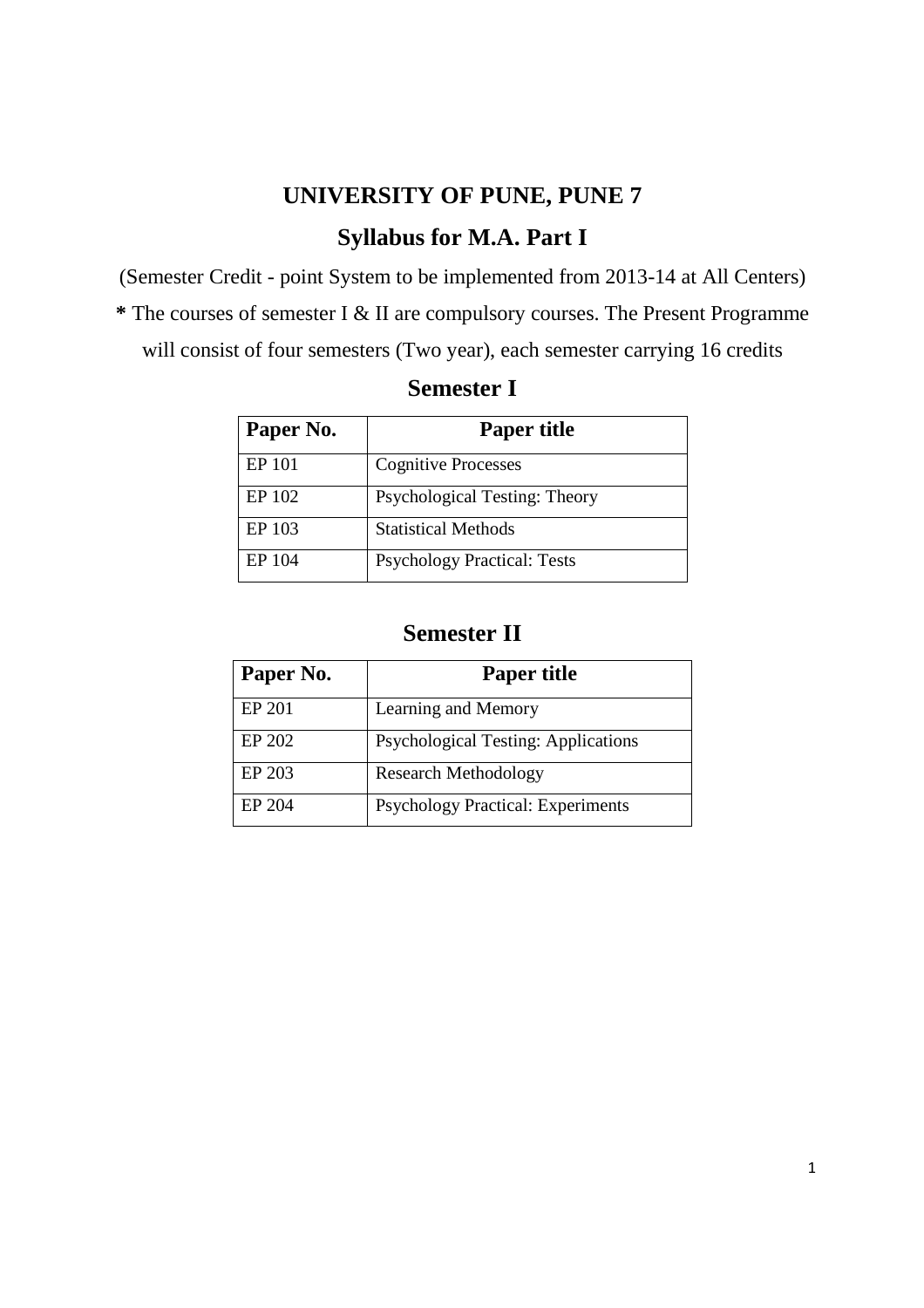# UNIVERSITY OF PUNE, PUNE 7

## Syllabus for M.A. Part I

(Semester Credit - point System to be implemented from 2013-14 at All Centers)

**\*** The courses of semester I & II are compulsory courses. The Present Programme will consist of four semesters (Two year), each semester carrying 16 credits

## Semester I

| Paper No. | Paper title |
|---|---|
| EP 101 | Cognitive Processes |
| EP 102 | Psychological Testing: Theory |
| EP 103 | Statistical Methods |
| EP 104 | Psychology Practical: Tests |

## Semester II

| Paper No. | Paper title |
|---|---|
| EP 201 | Learning and Memory |
| EP 202 | Psychological Testing: Applications |
| EP 203 | Research Methodology |
| EP 204 | Psychology Practical: Experiments |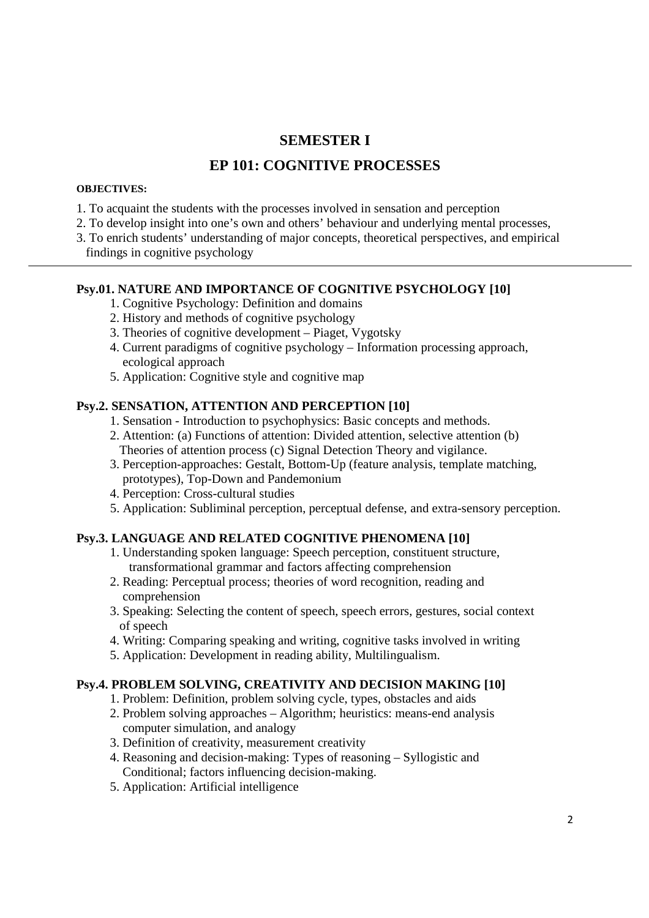# SEMESTER I

## EP 101: COGNITIVE PROCESSES

**OBJECTIVES:**

1. To acquaint the students with the processes involved in sensation and perception
2. To develop insight into one's own and others' behaviour and underlying mental processes,
3. To enrich students' understanding of major concepts, theoretical perspectives, and empirical findings in cognitive psychology

---

### Psy.01. NATURE AND IMPORTANCE OF COGNITIVE PSYCHOLOGY [10]

1. Cognitive Psychology: Definition and domains
2. History and methods of cognitive psychology
3. Theories of cognitive development – Piaget, Vygotsky
4. Current paradigms of cognitive psychology – Information processing approach, ecological approach
5. Application: Cognitive style and cognitive map

### Psy.2. SENSATION, ATTENTION AND PERCEPTION [10]

1. Sensation - Introduction to psychophysics: Basic concepts and methods.
2. Attention: (a) Functions of attention: Divided attention, selective attention (b) Theories of attention process (c) Signal Detection Theory and vigilance.
3. Perception-approaches: Gestalt, Bottom-Up (feature analysis, template matching, prototypes), Top-Down and Pandemonium
4. Perception: Cross-cultural studies
5. Application: Subliminal perception, perceptual defense, and extra-sensory perception.

### Psy.3. LANGUAGE AND RELATED COGNITIVE PHENOMENA [10]

1. Understanding spoken language: Speech perception, constituent structure, transformational grammar and factors affecting comprehension
2. Reading: Perceptual process; theories of word recognition, reading and comprehension
3. Speaking: Selecting the content of speech, speech errors, gestures, social context of speech
4. Writing: Comparing speaking and writing, cognitive tasks involved in writing
5. Application: Development in reading ability, Multilingualism.

### Psy.4. PROBLEM SOLVING, CREATIVITY AND DECISION MAKING [10]

1. Problem: Definition, problem solving cycle, types, obstacles and aids
2. Problem solving approaches – Algorithm; heuristics: means-end analysis computer simulation, and analogy
3. Definition of creativity, measurement creativity
4. Reasoning and decision-making: Types of reasoning – Syllogistic and Conditional; factors influencing decision-making.
5. Application: Artificial intelligence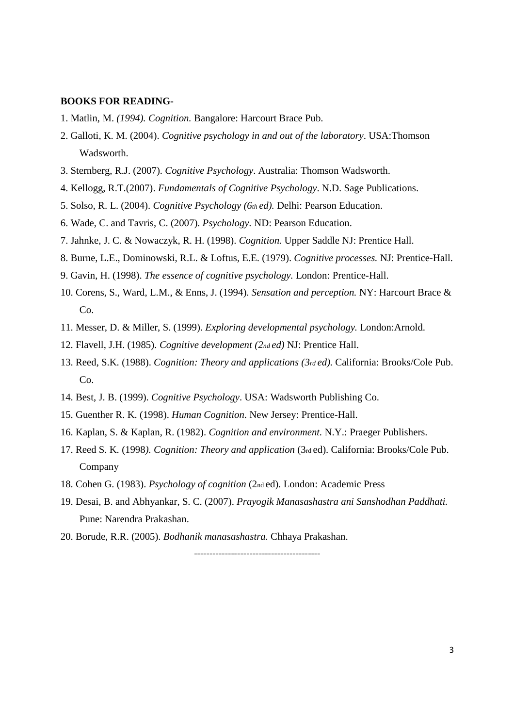**BOOKS FOR READING-**

1. Matlin, M. *(1994). Cognition.* Bangalore: Harcourt Brace Pub.
2. Galloti, K. M. (2004). *Cognitive psychology in and out of the laboratory*. USA:Thomson Wadsworth.
3. Sternberg, R.J. (2007). *Cognitive Psychology*. Australia: Thomson Wadsworth.
4. Kellogg, R.T.(2007). *Fundamentals of Cognitive Psychology*. N.D. Sage Publications.
5. Solso, R. L. (2004). *Cognitive Psychology (6th ed).* Delhi: Pearson Education.
6. Wade, C. and Tavris, C. (2007). *Psychology*. ND: Pearson Education.
7. Jahnke, J. C. & Nowaczyk, R. H. (1998). *Cognition.* Upper Saddle NJ: Prentice Hall.
8. Burne, L.E., Dominowski, R.L. & Loftus, E.E. (1979). *Cognitive processes.* NJ: Prentice-Hall.
9. Gavin, H. (1998). *The essence of cognitive psychology.* London: Prentice-Hall.
10. Corens, S., Ward, L.M., & Enns, J. (1994). *Sensation and perception.* NY: Harcourt Brace & Co.
11. Messer, D. & Miller, S. (1999). *Exploring developmental psychology.* London:Arnold.
12. Flavell, J.H. (1985). *Cognitive development (2nd ed)* NJ: Prentice Hall.
13. Reed, S.K. (1988). *Cognition: Theory and applications (3rd ed).* California: Brooks/Cole Pub. Co.
14. Best, J. B. (1999). *Cognitive Psychology*. USA: Wadsworth Publishing Co.
15. Guenther R. K. (1998). *Human Cognition*. New Jersey: Prentice-Hall.
16. Kaplan, S. & Kaplan, R. (1982). *Cognition and environment.* N.Y.: Praeger Publishers.
17. Reed S. K. (1998*). Cognition: Theory and application* (3rd ed). California: Brooks/Cole Pub. Company
18. Cohen G. (1983). *Psychology of cognition* (2nd ed). London: Academic Press
19. Desai, B. and Abhyankar, S. C. (2007). *Prayogik Manasashastra ani Sanshodhan Paddhati.* Pune: Narendra Prakashan.
20. Borude, R.R. (2005). *Bodhanik manasashastra.* Chhaya Prakashan.

----------------------------------------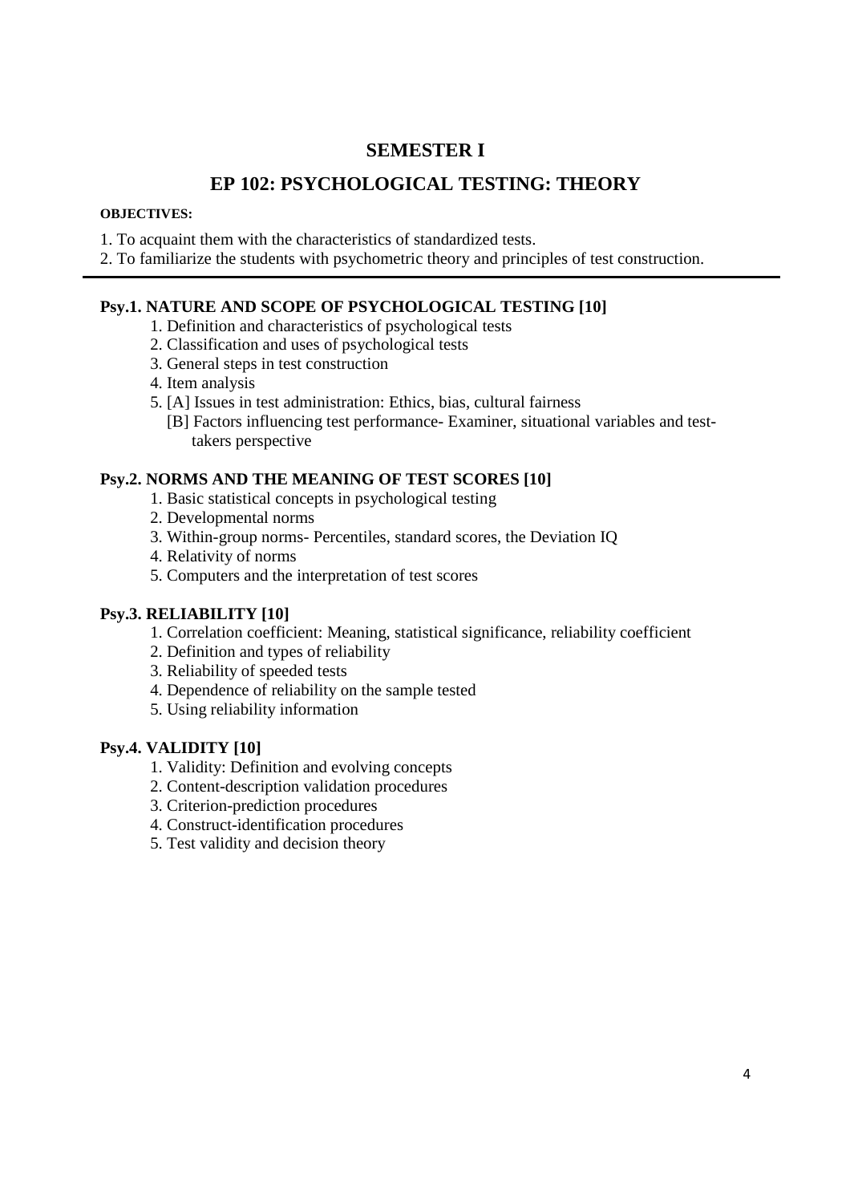## SEMESTER I

## EP 102: PSYCHOLOGICAL TESTING: THEORY

**OBJECTIVES:**

1. To acquaint them with the characteristics of standardized tests.
2. To familiarize the students with psychometric theory and principles of test construction.

---

### Psy.1. NATURE AND SCOPE OF PSYCHOLOGICAL TESTING [10]

1. Definition and characteristics of psychological tests
2. Classification and uses of psychological tests
3. General steps in test construction
4. Item analysis
5. [A] Issues in test administration: Ethics, bias, cultural fairness
   [B] Factors influencing test performance- Examiner, situational variables and test-takers perspective

### Psy.2. NORMS AND THE MEANING OF TEST SCORES [10]

1. Basic statistical concepts in psychological testing
2. Developmental norms
3. Within-group norms- Percentiles, standard scores, the Deviation IQ
4. Relativity of norms
5. Computers and the interpretation of test scores

### Psy.3. RELIABILITY [10]

1. Correlation coefficient: Meaning, statistical significance, reliability coefficient
2. Definition and types of reliability
3. Reliability of speeded tests
4. Dependence of reliability on the sample tested
5. Using reliability information

### Psy.4. VALIDITY [10]

1. Validity: Definition and evolving concepts
2. Content-description validation procedures
3. Criterion-prediction procedures
4. Construct-identification procedures
5. Test validity and decision theory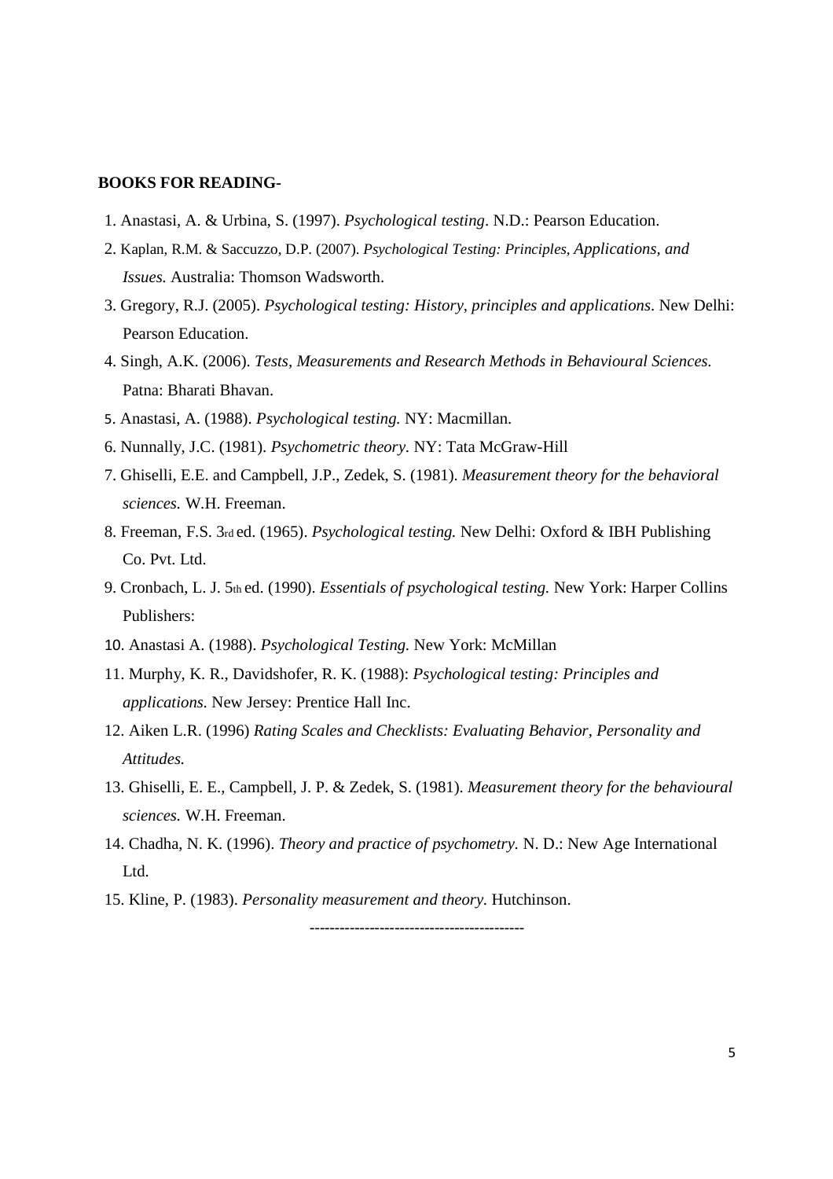**BOOKS FOR READING-**

1. Anastasi, A. & Urbina, S. (1997). *Psychological testing*. N.D.: Pearson Education.
2. Kaplan, R.M. & Saccuzzo, D.P. (2007). *Psychological Testing: Principles, Applications, and Issues.* Australia: Thomson Wadsworth.
3. Gregory, R.J. (2005). *Psychological testing: History, principles and applications*. New Delhi: Pearson Education.
4. Singh, A.K. (2006). *Tests, Measurements and Research Methods in Behavioural Sciences.* Patna: Bharati Bhavan.
5. Anastasi, A. (1988). *Psychological testing.* NY: Macmillan.
6. Nunnally, J.C. (1981). *Psychometric theory.* NY: Tata McGraw-Hill
7. Ghiselli, E.E. and Campbell, J.P., Zedek, S. (1981). *Measurement theory for the behavioral sciences.* W.H. Freeman.
8. Freeman, F.S. 3rd ed. (1965). *Psychological testing.* New Delhi: Oxford & IBH Publishing Co. Pvt. Ltd.
9. Cronbach, L. J. 5th ed. (1990). *Essentials of psychological testing.* New York: Harper Collins Publishers:
10. Anastasi A. (1988). *Psychological Testing.* New York: McMillan
11. Murphy, K. R., Davidshofer, R. K. (1988): *Psychological testing: Principles and applications.* New Jersey: Prentice Hall Inc.
12. Aiken L.R. (1996) *Rating Scales and Checklists: Evaluating Behavior, Personality and Attitudes.*
13. Ghiselli, E. E., Campbell, J. P. & Zedek, S. (1981). *Measurement theory for the behavioural sciences.* W.H. Freeman.
14. Chadha, N. K. (1996). *Theory and practice of psychometry.* N. D.: New Age International Ltd.
15. Kline, P. (1983). *Personality measurement and theory.* Hutchinson.

-------------------------------------------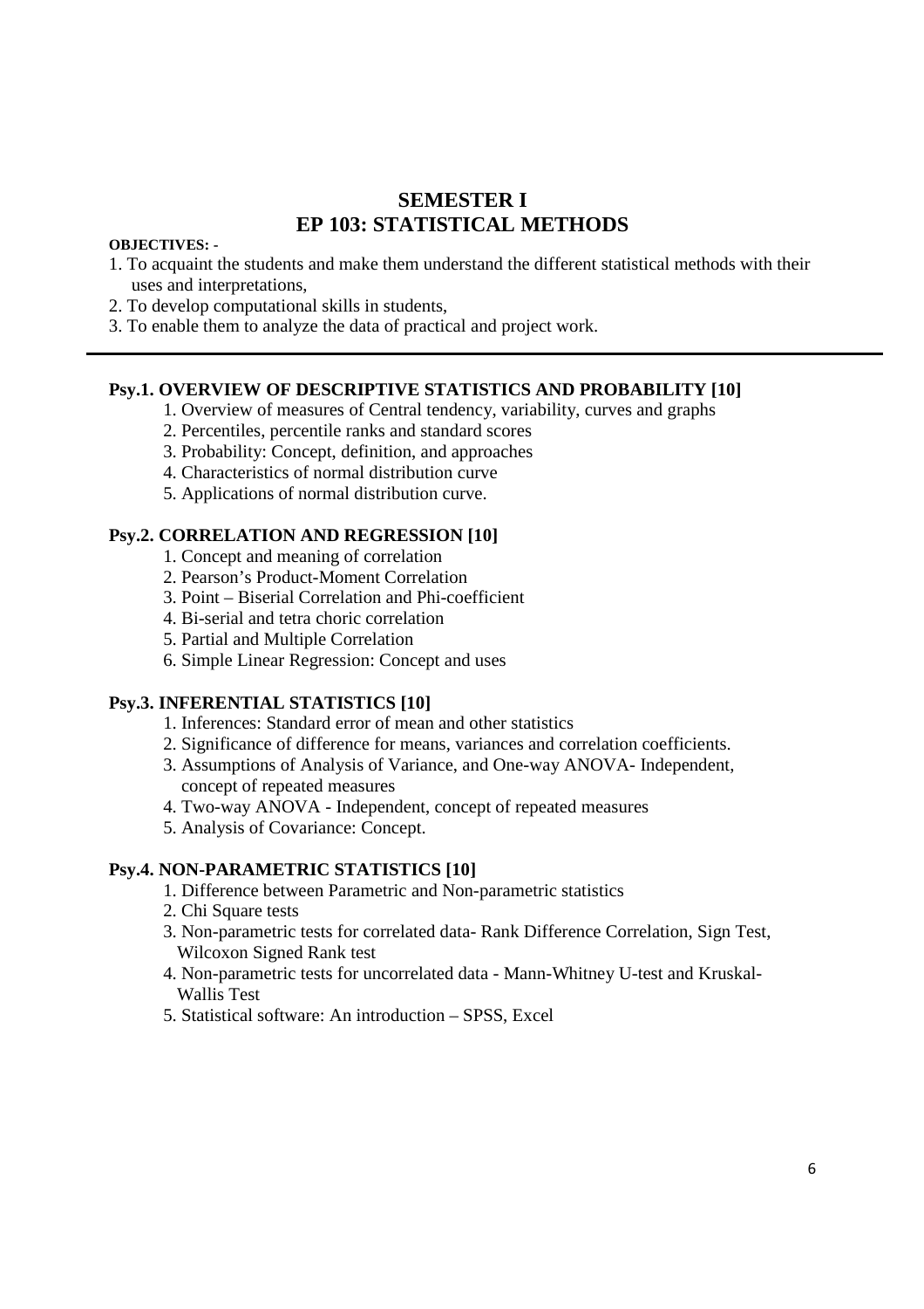# SEMESTER I
# EP 103: STATISTICAL METHODS

**OBJECTIVES: -**

1. To acquaint the students and make them understand the different statistical methods with their uses and interpretations,
2. To develop computational skills in students,
3. To enable them to analyze the data of practical and project work.

---

### Psy.1. OVERVIEW OF DESCRIPTIVE STATISTICS AND PROBABILITY [10]

1. Overview of measures of Central tendency, variability, curves and graphs
2. Percentiles, percentile ranks and standard scores
3. Probability: Concept, definition, and approaches
4. Characteristics of normal distribution curve
5. Applications of normal distribution curve.

### Psy.2. CORRELATION AND REGRESSION [10]

1. Concept and meaning of correlation
2. Pearson's Product-Moment Correlation
3. Point – Biserial Correlation and Phi-coefficient
4. Bi-serial and tetra choric correlation
5. Partial and Multiple Correlation
6. Simple Linear Regression: Concept and uses

### Psy.3. INFERENTIAL STATISTICS [10]

1. Inferences: Standard error of mean and other statistics
2. Significance of difference for means, variances and correlation coefficients.
3. Assumptions of Analysis of Variance, and One-way ANOVA- Independent, concept of repeated measures
4. Two-way ANOVA - Independent, concept of repeated measures
5. Analysis of Covariance: Concept.

### Psy.4. NON-PARAMETRIC STATISTICS [10]

1. Difference between Parametric and Non-parametric statistics
2. Chi Square tests
3. Non-parametric tests for correlated data- Rank Difference Correlation, Sign Test, Wilcoxon Signed Rank test
4. Non-parametric tests for uncorrelated data - Mann-Whitney U-test and Kruskal-Wallis Test
5. Statistical software: An introduction – SPSS, Excel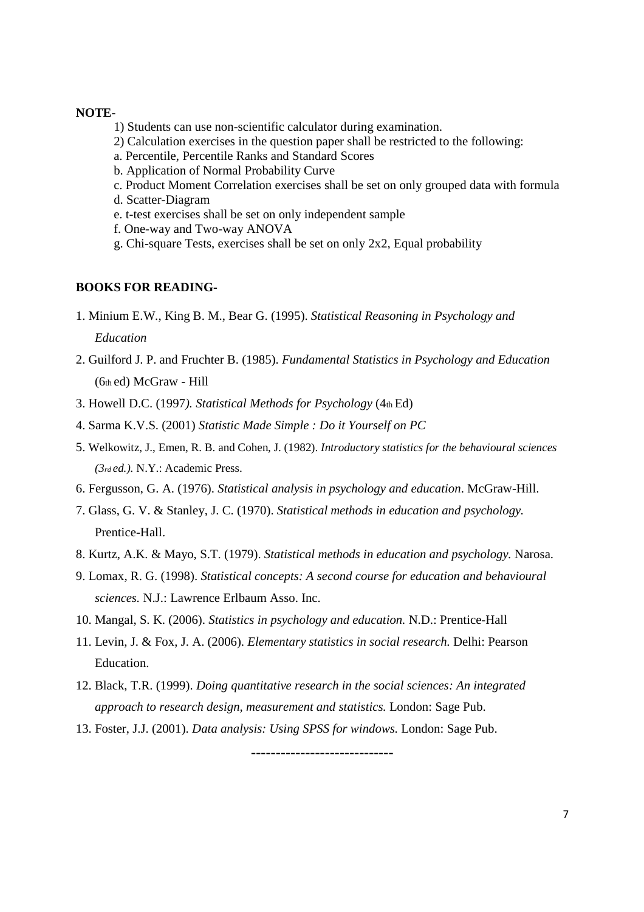**NOTE-**

1) Students can use non-scientific calculator during examination.

2) Calculation exercises in the question paper shall be restricted to the following:

a. Percentile, Percentile Ranks and Standard Scores

b. Application of Normal Probability Curve

c. Product Moment Correlation exercises shall be set on only grouped data with formula

d. Scatter-Diagram

e. t-test exercises shall be set on only independent sample

f. One-way and Two-way ANOVA

g. Chi-square Tests, exercises shall be set on only 2x2, Equal probability

**BOOKS FOR READING-**

1. Minium E.W., King B. M., Bear G. (1995). *Statistical Reasoning in Psychology and Education*
2. Guilford J. P. and Fruchter B. (1985). *Fundamental Statistics in Psychology and Education* (6th ed) McGraw - Hill
3. Howell D.C. (1997*). Statistical Methods for Psychology* (4th Ed)
4. Sarma K.V.S. (2001) *Statistic Made Simple : Do it Yourself on PC*
5. Welkowitz, J., Emen, R. B. and Cohen, J. (1982). *Introductory statistics for the behavioural sciences (3rd ed.).* N.Y.: Academic Press.
6. Fergusson, G. A. (1976). *Statistical analysis in psychology and education*. McGraw-Hill.
7. Glass, G. V. & Stanley, J. C. (1970). *Statistical methods in education and psychology.* Prentice-Hall.
8. Kurtz, A.K. & Mayo, S.T. (1979). *Statistical methods in education and psychology.* Narosa.
9. Lomax, R. G. (1998). *Statistical concepts: A second course for education and behavioural sciences.* N.J.: Lawrence Erlbaum Asso. Inc.
10. Mangal, S. K. (2006). *Statistics in psychology and education.* N.D.: Prentice-Hall
11. Levin, J. & Fox, J. A. (2006). *Elementary statistics in social research.* Delhi: Pearson Education.
12. Black, T.R. (1999). *Doing quantitative research in the social sciences: An integrated approach to research design, measurement and statistics.* London: Sage Pub.
13. Foster, J.J. (2001). *Data analysis: Using SPSS for windows.* London: Sage Pub.

-----------------------------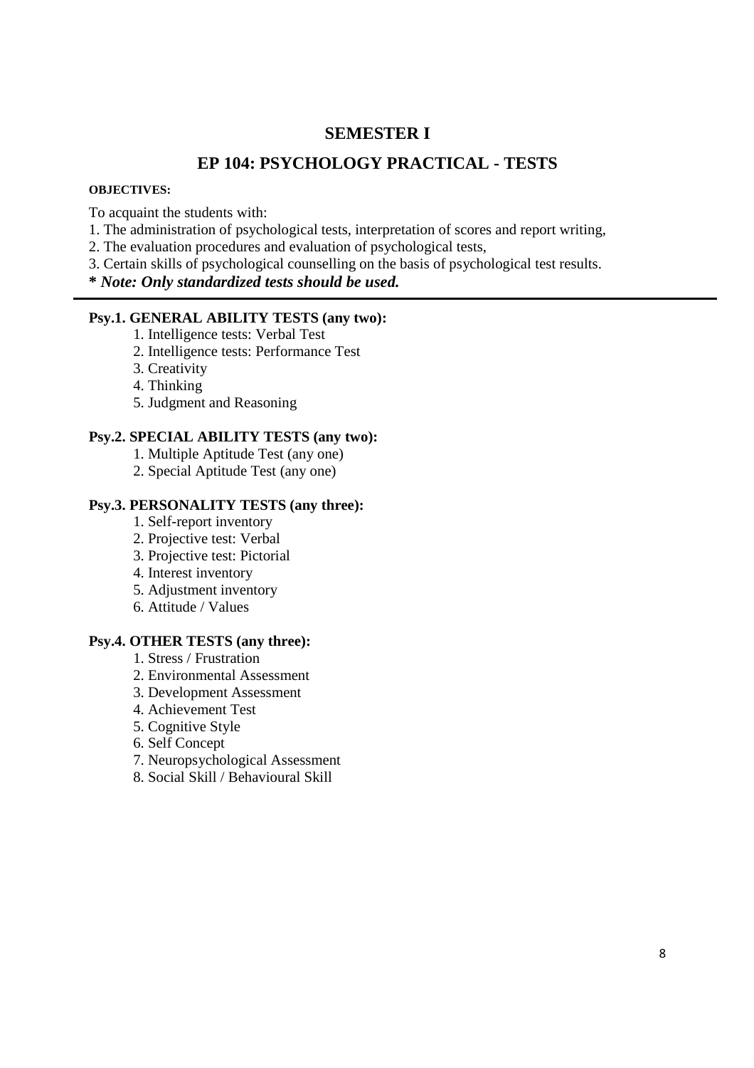# SEMESTER I

## EP 104: PSYCHOLOGY PRACTICAL - TESTS

**OBJECTIVES:**

To acquaint the students with:

1. The administration of psychological tests, interpretation of scores and report writing,
2. The evaluation procedures and evaluation of psychological tests,
3. Certain skills of psychological counselling on the basis of psychological test results.

***** *Note: Only standardized tests should be used.***

---

### Psy.1. GENERAL ABILITY TESTS (any two):

1. Intelligence tests: Verbal Test
2. Intelligence tests: Performance Test
3. Creativity
4. Thinking
5. Judgment and Reasoning

### Psy.2. SPECIAL ABILITY TESTS (any two):

1. Multiple Aptitude Test (any one)
2. Special Aptitude Test (any one)

### Psy.3. PERSONALITY TESTS (any three):

1. Self-report inventory
2. Projective test: Verbal
3. Projective test: Pictorial
4. Interest inventory
5. Adjustment inventory
6. Attitude / Values

### Psy.4. OTHER TESTS (any three):

1. Stress / Frustration
2. Environmental Assessment
3. Development Assessment
4. Achievement Test
5. Cognitive Style
6. Self Concept
7. Neuropsychological Assessment
8. Social Skill / Behavioural Skill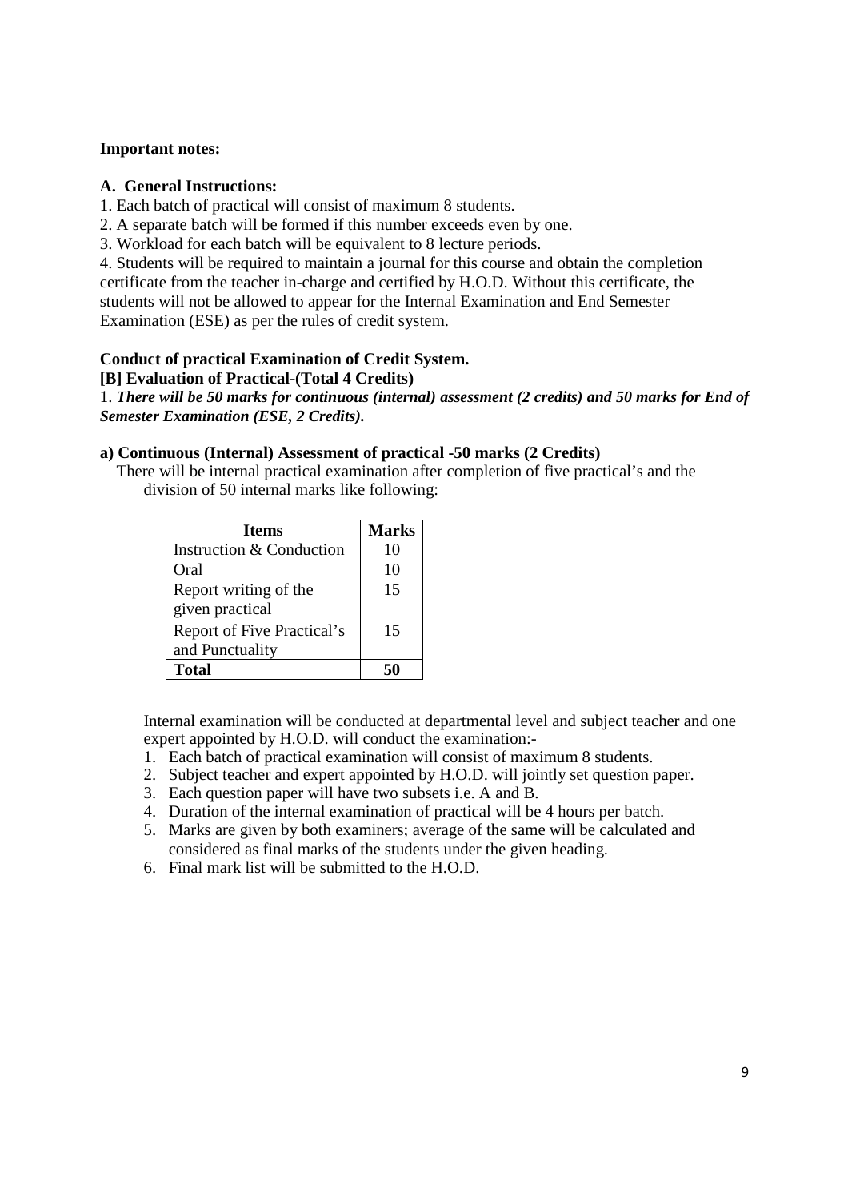**Important notes:**

**A. General Instructions:**

1. Each batch of practical will consist of maximum 8 students.
2. A separate batch will be formed if this number exceeds even by one.
3. Workload for each batch will be equivalent to 8 lecture periods.
4. Students will be required to maintain a journal for this course and obtain the completion certificate from the teacher in-charge and certified by H.O.D. Without this certificate, the students will not be allowed to appear for the Internal Examination and End Semester Examination (ESE) as per the rules of credit system.

**Conduct of practical Examination of Credit System.**

**[B] Evaluation of Practical-(Total 4 Credits)**

1. ***There will be 50 marks for continuous (internal) assessment (2 credits) and 50 marks for End of Semester Examination (ESE, 2 Credits).***

**a) Continuous (Internal) Assessment of practical -50 marks (2 Credits)**

There will be internal practical examination after completion of five practical's and the division of 50 internal marks like following:

| Items | Marks |
|---|---|
| Instruction & Conduction | 10 |
| Oral | 10 |
| Report writing of the given practical | 15 |
| Report of Five Practical's and Punctuality | 15 |
| **Total** | **50** |

Internal examination will be conducted at departmental level and subject teacher and one expert appointed by H.O.D. will conduct the examination:-

1. Each batch of practical examination will consist of maximum 8 students.
2. Subject teacher and expert appointed by H.O.D. will jointly set question paper.
3. Each question paper will have two subsets i.e. A and B.
4. Duration of the internal examination of practical will be 4 hours per batch.
5. Marks are given by both examiners; average of the same will be calculated and considered as final marks of the students under the given heading.
6. Final mark list will be submitted to the H.O.D.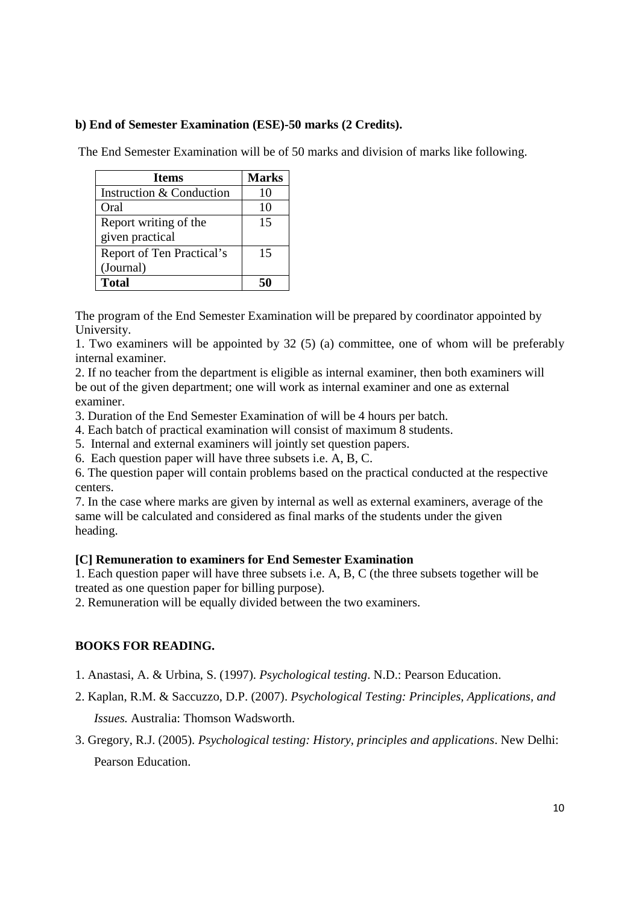**b) End of Semester Examination (ESE)-50 marks (2 Credits).**

The End Semester Examination will be of 50 marks and division of marks like following.

| Items | Marks |
|---|---|
| Instruction & Conduction | 10 |
| Oral | 10 |
| Report writing of the given practical | 15 |
| Report of Ten Practical's (Journal) | 15 |
| **Total** | **50** |

The program of the End Semester Examination will be prepared by coordinator appointed by University.

1. Two examiners will be appointed by 32 (5) (a) committee, one of whom will be preferably internal examiner.
2. If no teacher from the department is eligible as internal examiner, then both examiners will be out of the given department; one will work as internal examiner and one as external examiner.
3. Duration of the End Semester Examination of will be 4 hours per batch.
4. Each batch of practical examination will consist of maximum 8 students.
5. Internal and external examiners will jointly set question papers.
6. Each question paper will have three subsets i.e. A, B, C.
6. The question paper will contain problems based on the practical conducted at the respective centers.
7. In the case where marks are given by internal as well as external examiners, average of the same will be calculated and considered as final marks of the students under the given heading.

**[C] Remuneration to examiners for End Semester Examination**

1. Each question paper will have three subsets i.e. A, B, C (the three subsets together will be treated as one question paper for billing purpose).
2. Remuneration will be equally divided between the two examiners.

**BOOKS FOR READING.**

1. Anastasi, A. & Urbina, S. (1997). *Psychological testing*. N.D.: Pearson Education.
2. Kaplan, R.M. & Saccuzzo, D.P. (2007). *Psychological Testing: Principles, Applications, and Issues.* Australia: Thomson Wadsworth.
3. Gregory, R.J. (2005). *Psychological testing: History, principles and applications*. New Delhi: Pearson Education.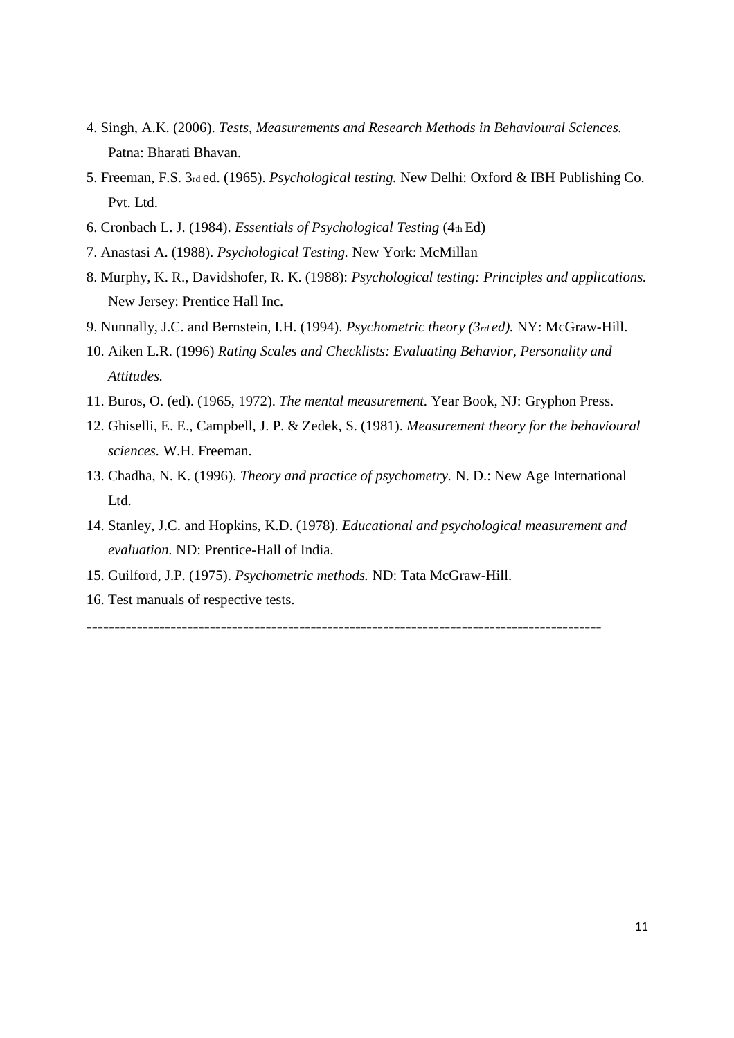4. Singh, A.K. (2006). *Tests, Measurements and Research Methods in Behavioural Sciences.* Patna: Bharati Bhavan.
5. Freeman, F.S. 3rd ed. (1965). *Psychological testing.* New Delhi: Oxford & IBH Publishing Co. Pvt. Ltd.
6. Cronbach L. J. (1984). *Essentials of Psychological Testing* (4th Ed)
7. Anastasi A. (1988). *Psychological Testing.* New York: McMillan
8. Murphy, K. R., Davidshofer, R. K. (1988): *Psychological testing: Principles and applications.* New Jersey: Prentice Hall Inc.
9. Nunnally, J.C. and Bernstein, I.H. (1994). *Psychometric theory (3rd ed).* NY: McGraw-Hill.
10. Aiken L.R. (1996) *Rating Scales and Checklists: Evaluating Behavior, Personality and Attitudes.*
11. Buros, O. (ed). (1965, 1972). *The mental measurement.* Year Book, NJ: Gryphon Press.
12. Ghiselli, E. E., Campbell, J. P. & Zedek, S. (1981). *Measurement theory for the behavioural sciences.* W.H. Freeman.
13. Chadha, N. K. (1996). *Theory and practice of psychometry.* N. D.: New Age International Ltd.
14. Stanley, J.C. and Hopkins, K.D. (1978). *Educational and psychological measurement and evaluation.* ND: Prentice-Hall of India.
15. Guilford, J.P. (1975). *Psychometric methods.* ND: Tata McGraw-Hill.
16. Test manuals of respective tests.

---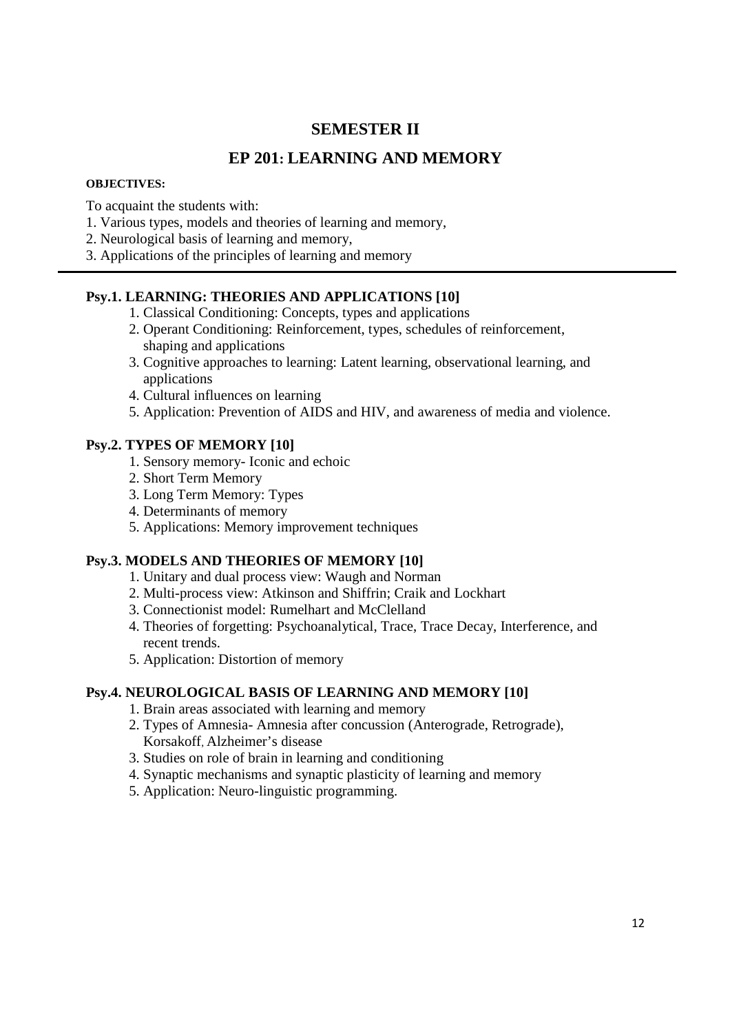# SEMESTER II

## EP 201: LEARNING AND MEMORY

**OBJECTIVES:**

To acquaint the students with:

1. Various types, models and theories of learning and memory,
2. Neurological basis of learning and memory,
3. Applications of the principles of learning and memory

---

### Psy.1. LEARNING: THEORIES AND APPLICATIONS [10]

1. Classical Conditioning: Concepts, types and applications
2. Operant Conditioning: Reinforcement, types, schedules of reinforcement, shaping and applications
3. Cognitive approaches to learning: Latent learning, observational learning, and applications
4. Cultural influences on learning
5. Application: Prevention of AIDS and HIV, and awareness of media and violence.

### Psy.2. TYPES OF MEMORY [10]

1. Sensory memory- Iconic and echoic
2. Short Term Memory
3. Long Term Memory: Types
4. Determinants of memory
5. Applications: Memory improvement techniques

### Psy.3. MODELS AND THEORIES OF MEMORY [10]

1. Unitary and dual process view: Waugh and Norman
2. Multi-process view: Atkinson and Shiffrin; Craik and Lockhart
3. Connectionist model: Rumelhart and McClelland
4. Theories of forgetting: Psychoanalytical, Trace, Trace Decay, Interference, and recent trends.
5. Application: Distortion of memory

### Psy.4. NEUROLOGICAL BASIS OF LEARNING AND MEMORY [10]

1. Brain areas associated with learning and memory
2. Types of Amnesia- Amnesia after concussion (Anterograde, Retrograde), Korsakoff, Alzheimer's disease
3. Studies on role of brain in learning and conditioning
4. Synaptic mechanisms and synaptic plasticity of learning and memory
5. Application: Neuro-linguistic programming.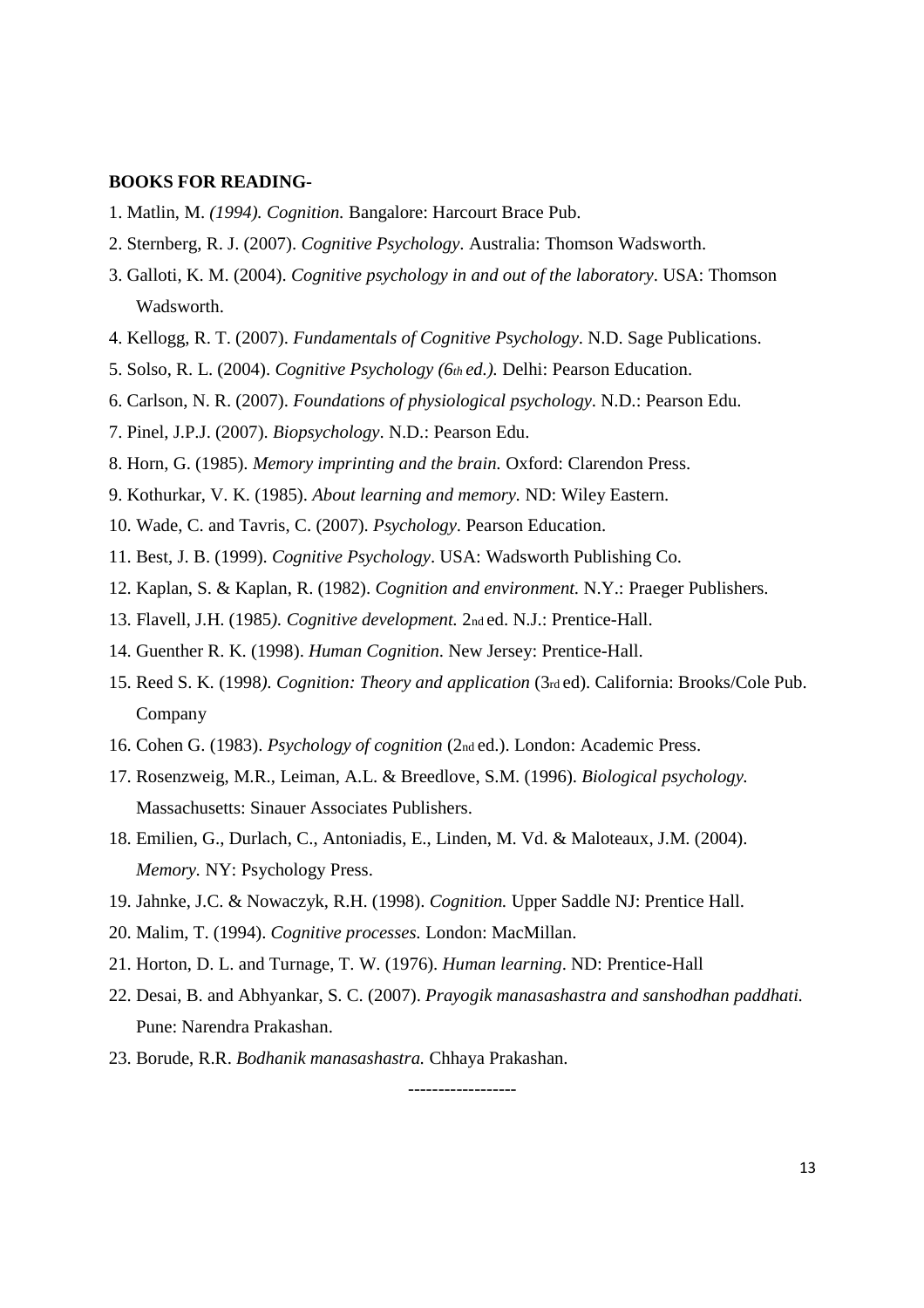**BOOKS FOR READING-**

1. Matlin, M. *(1994). Cognition.* Bangalore: Harcourt Brace Pub.
2. Sternberg, R. J. (2007). *Cognitive Psychology*. Australia: Thomson Wadsworth.
3. Galloti, K. M. (2004). *Cognitive psychology in and out of the laboratory*. USA: Thomson Wadsworth.
4. Kellogg, R. T. (2007). *Fundamentals of Cognitive Psychology*. N.D. Sage Publications.
5. Solso, R. L. (2004). *Cognitive Psychology (6th ed.).* Delhi: Pearson Education.
6. Carlson, N. R. (2007). *Foundations of physiological psychology*. N.D.: Pearson Edu.
7. Pinel, J.P.J. (2007). *Biopsychology*. N.D.: Pearson Edu.
8. Horn, G. (1985). *Memory imprinting and the brain.* Oxford: Clarendon Press.
9. Kothurkar, V. K. (1985). *About learning and memory.* ND: Wiley Eastern.
10. Wade, C. and Tavris, C. (2007). *Psychology*. Pearson Education.
11. Best, J. B. (1999). *Cognitive Psychology*. USA: Wadsworth Publishing Co.
12. Kaplan, S. & Kaplan, R. (1982). *Cognition and environment.* N.Y.: Praeger Publishers.
13. Flavell, J.H. (1985*). Cognitive development.* 2nd ed. N.J.: Prentice-Hall.
14. Guenther R. K. (1998). *Human Cognition.* New Jersey: Prentice-Hall.
15. Reed S. K. (1998*). Cognition: Theory and application* (3rd ed). California: Brooks/Cole Pub. Company
16. Cohen G. (1983). *Psychology of cognition* (2nd ed.). London: Academic Press.
17. Rosenzweig, M.R., Leiman, A.L. & Breedlove, S.M. (1996). *Biological psychology.* Massachusetts: Sinauer Associates Publishers.
18. Emilien, G., Durlach, C., Antoniadis, E., Linden, M. Vd. & Maloteaux, J.M. (2004). *Memory.* NY: Psychology Press.
19. Jahnke, J.C. & Nowaczyk, R.H. (1998). *Cognition.* Upper Saddle NJ: Prentice Hall.
20. Malim, T. (1994). *Cognitive processes.* London: MacMillan.
21. Horton, D. L. and Turnage, T. W. (1976). *Human learning*. ND: Prentice-Hall
22. Desai, B. and Abhyankar, S. C. (2007). *Prayogik manasashastra and sanshodhan paddhati.* Pune: Narendra Prakashan.
23. Borude, R.R. *Bodhanik manasashastra.* Chhaya Prakashan.

------------------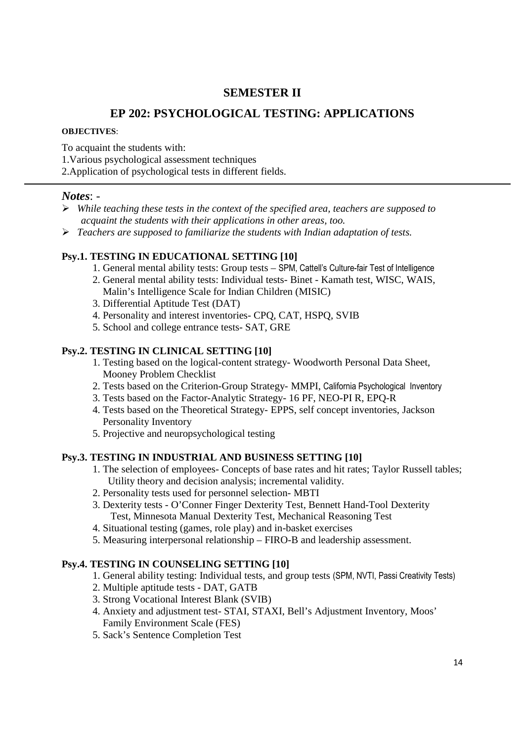## SEMESTER II

## EP 202: PSYCHOLOGICAL TESTING: APPLICATIONS

**OBJECTIVES**:

To acquaint the students with:
1. Various psychological assessment techniques
2. Application of psychological tests in different fields.

---

***Notes***: -

- *While teaching these tests in the context of the specified area, teachers are supposed to acquaint the students with their applications in other areas, too.*
- *Teachers are supposed to familiarize the students with Indian adaptation of tests.*

### Psy.1. TESTING IN EDUCATIONAL SETTING [10]

1. General mental ability tests: Group tests – SPM, Cattell's Culture-fair Test of Intelligence
2. General mental ability tests: Individual tests- Binet - Kamath test, WISC, WAIS, Malin's Intelligence Scale for Indian Children (MISIC)
3. Differential Aptitude Test (DAT)
4. Personality and interest inventories- CPQ, CAT, HSPQ, SVIB
5. School and college entrance tests- SAT, GRE

### Psy.2. TESTING IN CLINICAL SETTING [10]

1. Testing based on the logical-content strategy- Woodworth Personal Data Sheet, Mooney Problem Checklist
2. Tests based on the Criterion-Group Strategy- MMPI, California Psychological Inventory
3. Tests based on the Factor-Analytic Strategy- 16 PF, NEO-PI R, EPQ-R
4. Tests based on the Theoretical Strategy- EPPS, self concept inventories, Jackson Personality Inventory
5. Projective and neuropsychological testing

### Psy.3. TESTING IN INDUSTRIAL AND BUSINESS SETTING [10]

1. The selection of employees- Concepts of base rates and hit rates; Taylor Russell tables; Utility theory and decision analysis; incremental validity.
2. Personality tests used for personnel selection- MBTI
3. Dexterity tests - O'Conner Finger Dexterity Test, Bennett Hand-Tool Dexterity Test, Minnesota Manual Dexterity Test, Mechanical Reasoning Test
4. Situational testing (games, role play) and in-basket exercises
5. Measuring interpersonal relationship – FIRO-B and leadership assessment.

### Psy.4. TESTING IN COUNSELING SETTING [10]

1. General ability testing: Individual tests, and group tests (SPM, NVTI, Passi Creativity Tests)
2. Multiple aptitude tests - DAT, GATB
3. Strong Vocational Interest Blank (SVIB)
4. Anxiety and adjustment test- STAI, STAXI, Bell's Adjustment Inventory, Moos' Family Environment Scale (FES)
5. Sack's Sentence Completion Test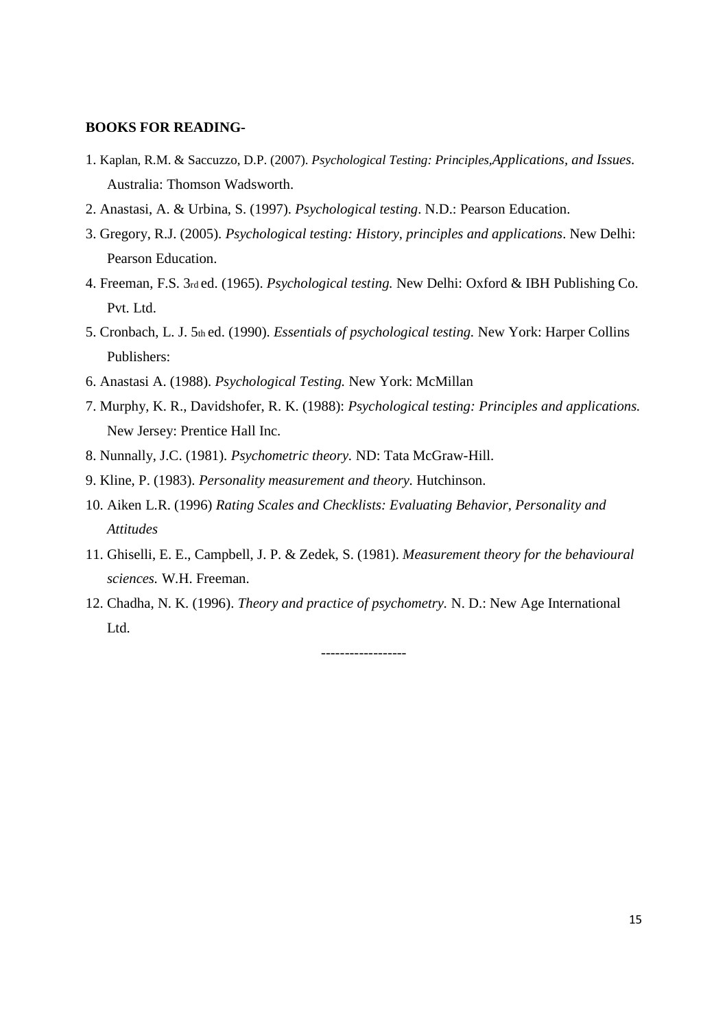**BOOKS FOR READING-**

1. Kaplan, R.M. & Saccuzzo, D.P. (2007). *Psychological Testing: Principles,Applications, and Issues*. Australia: Thomson Wadsworth.
2. Anastasi, A. & Urbina, S. (1997). *Psychological testing*. N.D.: Pearson Education.
3. Gregory, R.J. (2005). *Psychological testing: History, principles and applications*. New Delhi: Pearson Education.
4. Freeman, F.S. 3rd ed. (1965). *Psychological testing.* New Delhi: Oxford & IBH Publishing Co. Pvt. Ltd.
5. Cronbach, L. J. 5th ed. (1990). *Essentials of psychological testing.* New York: Harper Collins Publishers:
6. Anastasi A. (1988). *Psychological Testing.* New York: McMillan
7. Murphy, K. R., Davidshofer, R. K. (1988): *Psychological testing: Principles and applications.* New Jersey: Prentice Hall Inc.
8. Nunnally, J.C. (1981). *Psychometric theory.* ND: Tata McGraw-Hill.
9. Kline, P. (1983). *Personality measurement and theory.* Hutchinson.
10. Aiken L.R. (1996) *Rating Scales and Checklists: Evaluating Behavior, Personality and Attitudes*
11. Ghiselli, E. E., Campbell, J. P. & Zedek, S. (1981). *Measurement theory for the behavioural sciences.* W.H. Freeman.
12. Chadha, N. K. (1996). *Theory and practice of psychometry.* N. D.: New Age International Ltd.

------------------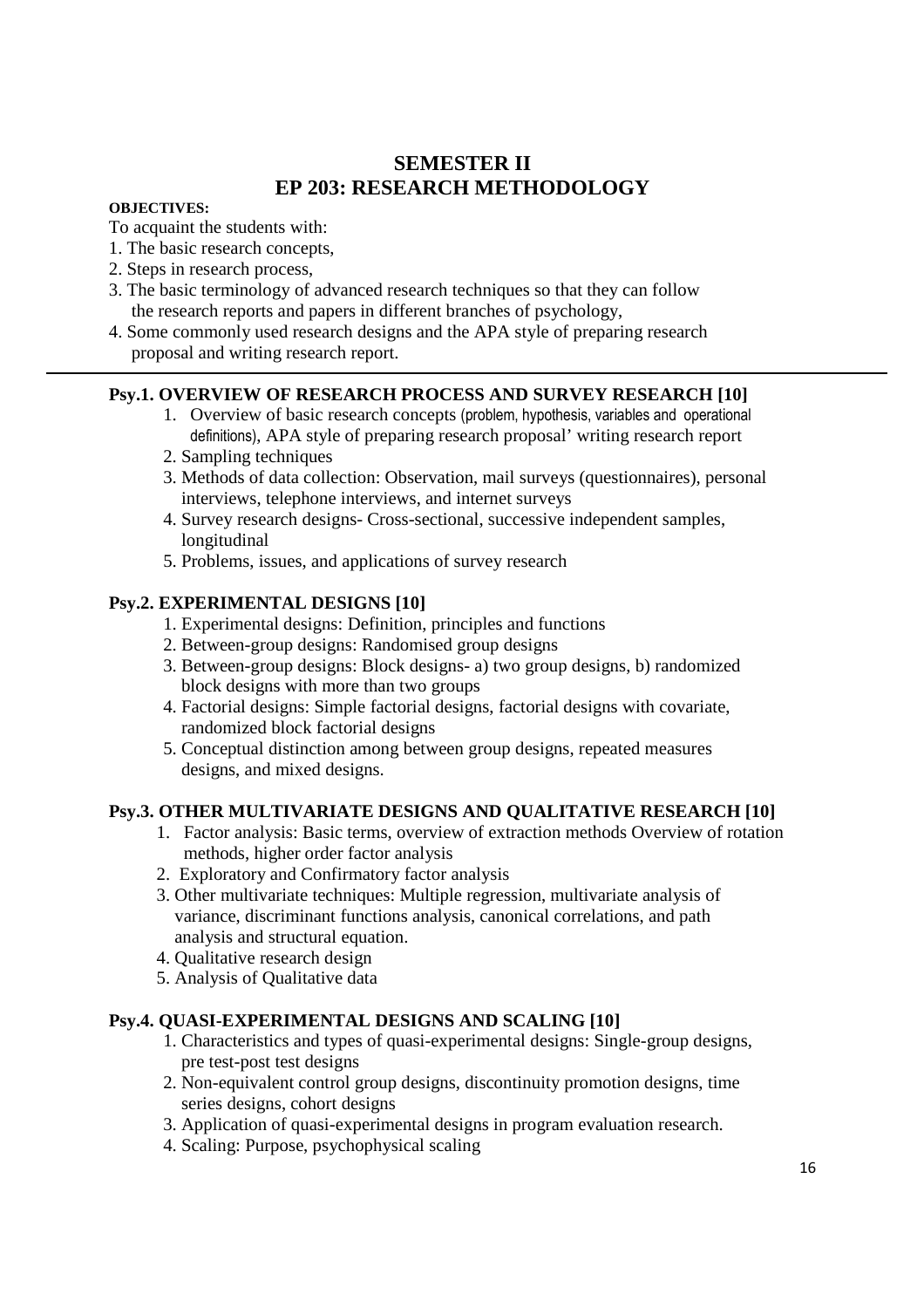# SEMESTER II
# EP 203: RESEARCH METHODOLOGY

**OBJECTIVES:**

To acquaint the students with:

1. The basic research concepts,
2. Steps in research process,
3. The basic terminology of advanced research techniques so that they can follow the research reports and papers in different branches of psychology,
4. Some commonly used research designs and the APA style of preparing research proposal and writing research report.

---

## Psy.1. OVERVIEW OF RESEARCH PROCESS AND SURVEY RESEARCH [10]

1. Overview of basic research concepts (problem, hypothesis, variables and operational definitions), APA style of preparing research proposal' writing research report
2. Sampling techniques
3. Methods of data collection: Observation, mail surveys (questionnaires), personal interviews, telephone interviews, and internet surveys
4. Survey research designs- Cross-sectional, successive independent samples, longitudinal
5. Problems, issues, and applications of survey research

## Psy.2. EXPERIMENTAL DESIGNS [10]

1. Experimental designs: Definition, principles and functions
2. Between-group designs: Randomised group designs
3. Between-group designs: Block designs- a) two group designs, b) randomized block designs with more than two groups
4. Factorial designs: Simple factorial designs, factorial designs with covariate, randomized block factorial designs
5. Conceptual distinction among between group designs, repeated measures designs, and mixed designs.

## Psy.3. OTHER MULTIVARIATE DESIGNS AND QUALITATIVE RESEARCH [10]

1. Factor analysis: Basic terms, overview of extraction methods Overview of rotation methods, higher order factor analysis
2. Exploratory and Confirmatory factor analysis
3. Other multivariate techniques: Multiple regression, multivariate analysis of variance, discriminant functions analysis, canonical correlations, and path analysis and structural equation.
4. Qualitative research design
5. Analysis of Qualitative data

## Psy.4. QUASI-EXPERIMENTAL DESIGNS AND SCALING [10]

1. Characteristics and types of quasi-experimental designs: Single-group designs, pre test-post test designs
2. Non-equivalent control group designs, discontinuity promotion designs, time series designs, cohort designs
3. Application of quasi-experimental designs in program evaluation research.
4. Scaling: Purpose, psychophysical scaling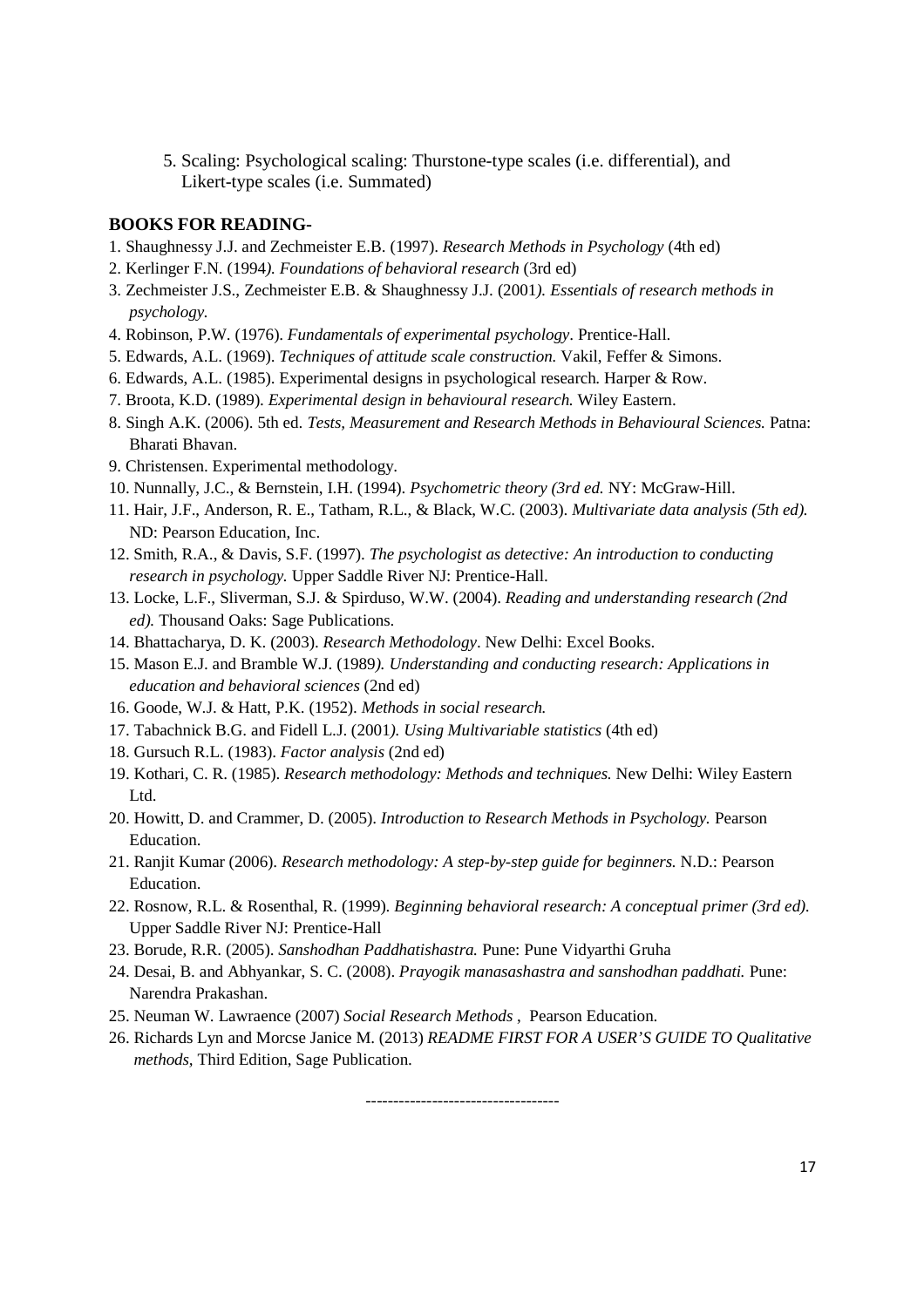5. Scaling: Psychological scaling: Thurstone-type scales (i.e. differential), and Likert-type scales (i.e. Summated)

**BOOKS FOR READING-**

1. Shaughnessy J.J. and Zechmeister E.B. (1997). *Research Methods in Psychology* (4th ed)
2. Kerlinger F.N. (1994*). Foundations of behavioral research* (3rd ed)
3. Zechmeister J.S., Zechmeister E.B. & Shaughnessy J.J. (2001*). Essentials of research methods in psychology.*
4. Robinson, P.W. (1976). *Fundamentals of experimental psychology*. Prentice-Hall.
5. Edwards, A.L. (1969). *Techniques of attitude scale construction.* Vakil, Feffer & Simons.
6. Edwards, A.L. (1985). Experimental designs in psychological research*.* Harper & Row.
7. Broota, K.D. (1989). *Experimental design in behavioural research.* Wiley Eastern.
8. Singh A.K. (2006). 5th ed. *Tests, Measurement and Research Methods in Behavioural Sciences.* Patna: Bharati Bhavan.
9. Christensen. Experimental methodology.
10. Nunnally, J.C., & Bernstein, I.H. (1994). *Psychometric theory (3rd ed.* NY: McGraw-Hill.
11. Hair, J.F., Anderson, R. E., Tatham, R.L., & Black, W.C. (2003). *Multivariate data analysis (5th ed).* ND: Pearson Education, Inc.
12. Smith, R.A., & Davis, S.F. (1997). *The psychologist as detective: An introduction to conducting research in psychology.* Upper Saddle River NJ: Prentice-Hall.
13. Locke, L.F., Sliverman, S.J. & Spirduso, W.W. (2004). *Reading and understanding research (2nd ed).* Thousand Oaks: Sage Publications.
14. Bhattacharya, D. K. (2003). *Research Methodology*. New Delhi: Excel Books.
15. Mason E.J. and Bramble W.J. (1989*). Understanding and conducting research: Applications in education and behavioral sciences* (2nd ed)
16. Goode, W.J. & Hatt, P.K. (1952). *Methods in social research.*
17. Tabachnick B.G. and Fidell L.J. (2001*). Using Multivariable statistics* (4th ed)
18. Gursuch R.L. (1983). *Factor analysis* (2nd ed)
19. Kothari, C. R. (1985). *Research methodology: Methods and techniques.* New Delhi: Wiley Eastern Ltd.
20. Howitt, D. and Crammer, D. (2005). *Introduction to Research Methods in Psychology.* Pearson Education.
21. Ranjit Kumar (2006). *Research methodology: A step-by-step guide for beginners.* N.D.: Pearson Education.
22. Rosnow, R.L. & Rosenthal, R. (1999). *Beginning behavioral research: A conceptual primer (3rd ed).* Upper Saddle River NJ: Prentice-Hall
23. Borude, R.R. (2005). *Sanshodhan Paddhatishastra.* Pune: Pune Vidyarthi Gruha
24. Desai, B. and Abhyankar, S. C. (2008). *Prayogik manasashastra and sanshodhan paddhati.* Pune: Narendra Prakashan.
25. Neuman W. Lawraence (2007) *Social Research Methods* , Pearson Education.
26. Richards Lyn and Morcse Janice M. (2013) *README FIRST FOR A USER'S GUIDE TO Qualitative methods,* Third Edition, Sage Publication.

-----------------------------------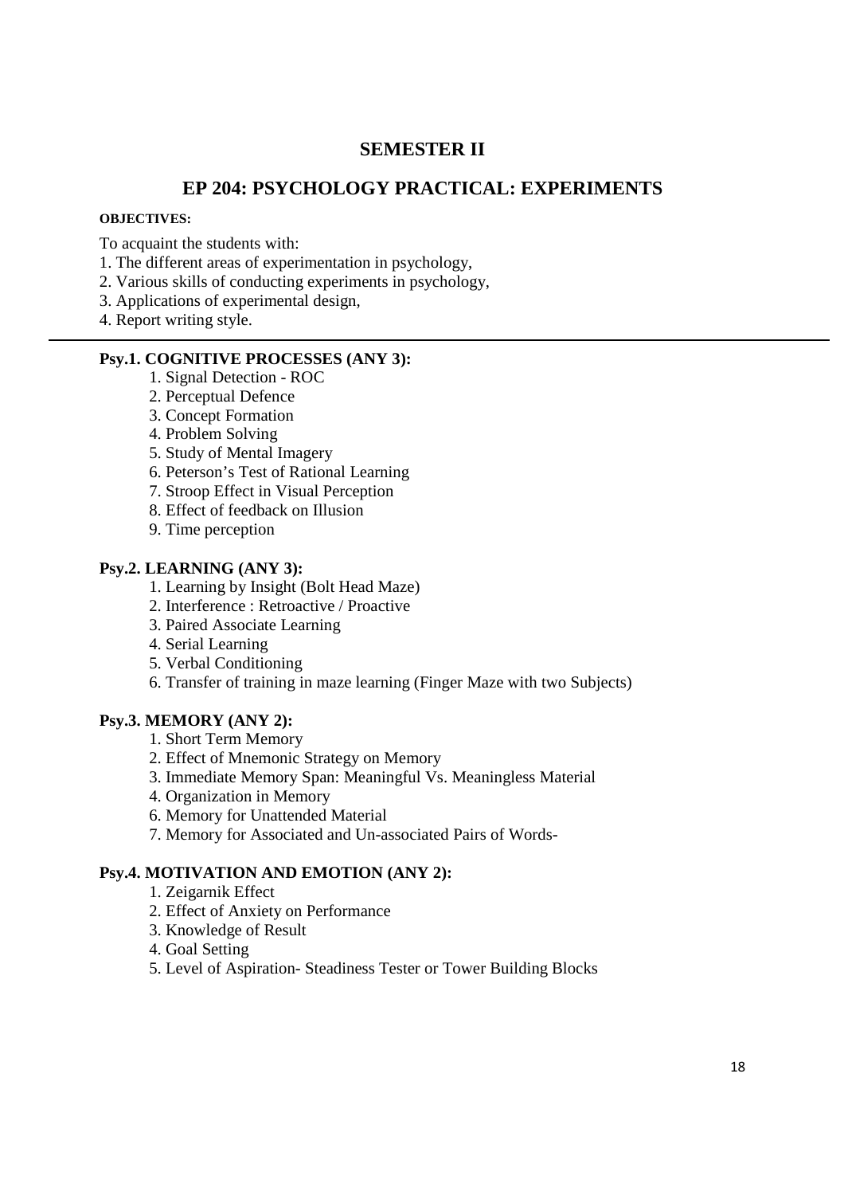## SEMESTER II

## EP 204: PSYCHOLOGY PRACTICAL: EXPERIMENTS

**OBJECTIVES:**

To acquaint the students with:

1. The different areas of experimentation in psychology,
2. Various skills of conducting experiments in psychology,
3. Applications of experimental design,
4. Report writing style.

---

**Psy.1. COGNITIVE PROCESSES (ANY 3):**

1. Signal Detection - ROC
2. Perceptual Defence
3. Concept Formation
4. Problem Solving
5. Study of Mental Imagery
6. Peterson's Test of Rational Learning
7. Stroop Effect in Visual Perception
8. Effect of feedback on Illusion
9. Time perception

**Psy.2. LEARNING (ANY 3):**

1. Learning by Insight (Bolt Head Maze)
2. Interference : Retroactive / Proactive
3. Paired Associate Learning
4. Serial Learning
5. Verbal Conditioning
6. Transfer of training in maze learning (Finger Maze with two Subjects)

**Psy.3. MEMORY (ANY 2):**

1\. Short Term Memory  
2\. Effect of Mnemonic Strategy on Memory  
3\. Immediate Memory Span: Meaningful Vs. Meaningless Material  
4\. Organization in Memory  
6\. Memory for Unattended Material  
7\. Memory for Associated and Un-associated Pairs of Words-

**Psy.4. MOTIVATION AND EMOTION (ANY 2):**

1. Zeigarnik Effect
2. Effect of Anxiety on Performance
3. Knowledge of Result
4. Goal Setting
5. Level of Aspiration- Steadiness Tester or Tower Building Blocks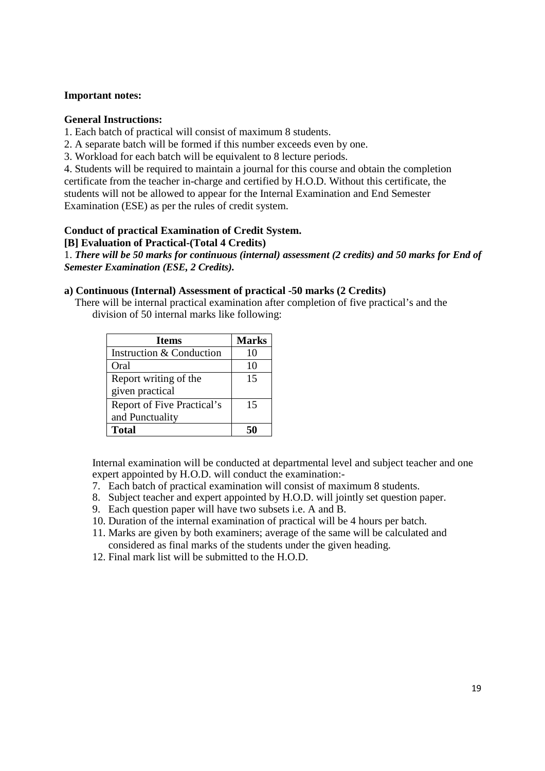**Important notes:**

**General Instructions:**

1. Each batch of practical will consist of maximum 8 students.
2. A separate batch will be formed if this number exceeds even by one.
3. Workload for each batch will be equivalent to 8 lecture periods.
4. Students will be required to maintain a journal for this course and obtain the completion certificate from the teacher in-charge and certified by H.O.D. Without this certificate, the students will not be allowed to appear for the Internal Examination and End Semester Examination (ESE) as per the rules of credit system.

**Conduct of practical Examination of Credit System.**

**[B] Evaluation of Practical-(Total 4 Credits)**

1. ***There will be 50 marks for continuous (internal) assessment (2 credits) and 50 marks for End of Semester Examination (ESE, 2 Credits).***

**a) Continuous (Internal) Assessment of practical -50 marks (2 Credits)**

There will be internal practical examination after completion of five practical's and the division of 50 internal marks like following:

| Items | Marks |
|---|---|
| Instruction & Conduction | 10 |
| Oral | 10 |
| Report writing of the given practical | 15 |
| Report of Five Practical's and Punctuality | 15 |
| **Total** | **50** |

Internal examination will be conducted at departmental level and subject teacher and one expert appointed by H.O.D. will conduct the examination:-

7. Each batch of practical examination will consist of maximum 8 students.
8. Subject teacher and expert appointed by H.O.D. will jointly set question paper.
9. Each question paper will have two subsets i.e. A and B.
10. Duration of the internal examination of practical will be 4 hours per batch.
11. Marks are given by both examiners; average of the same will be calculated and considered as final marks of the students under the given heading.
12. Final mark list will be submitted to the H.O.D.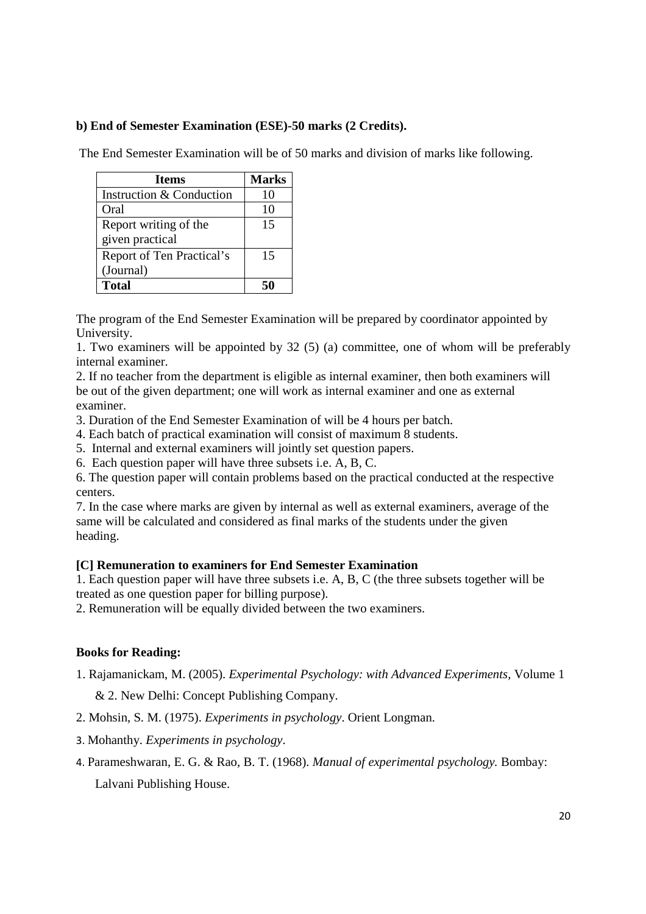**b) End of Semester Examination (ESE)-50 marks (2 Credits).**

The End Semester Examination will be of 50 marks and division of marks like following.

| Items | Marks |
|---|---|
| Instruction & Conduction | 10 |
| Oral | 10 |
| Report writing of the given practical | 15 |
| Report of Ten Practical's (Journal) | 15 |
| **Total** | **50** |

The program of the End Semester Examination will be prepared by coordinator appointed by University.

1. Two examiners will be appointed by 32 (5) (a) committee, one of whom will be preferably internal examiner.
2. If no teacher from the department is eligible as internal examiner, then both examiners will be out of the given department; one will work as internal examiner and one as external examiner.
3. Duration of the End Semester Examination of will be 4 hours per batch.
4. Each batch of practical examination will consist of maximum 8 students.
5. Internal and external examiners will jointly set question papers.
6. Each question paper will have three subsets i.e. A, B, C.
6. The question paper will contain problems based on the practical conducted at the respective centers.
7. In the case where marks are given by internal as well as external examiners, average of the same will be calculated and considered as final marks of the students under the given heading.

**[C] Remuneration to examiners for End Semester Examination**

1. Each question paper will have three subsets i.e. A, B, C (the three subsets together will be treated as one question paper for billing purpose).
2. Remuneration will be equally divided between the two examiners.

**Books for Reading:**

1. Rajamanickam, M. (2005). *Experimental Psychology: with Advanced Experiments,* Volume 1 & 2. New Delhi: Concept Publishing Company.
2. Mohsin, S. M. (1975). *Experiments in psychology*. Orient Longman.
3. Mohanthy. *Experiments in psychology*.
4. Parameshwaran, E. G. & Rao, B. T. (1968). *Manual of experimental psychology.* Bombay: Lalvani Publishing House.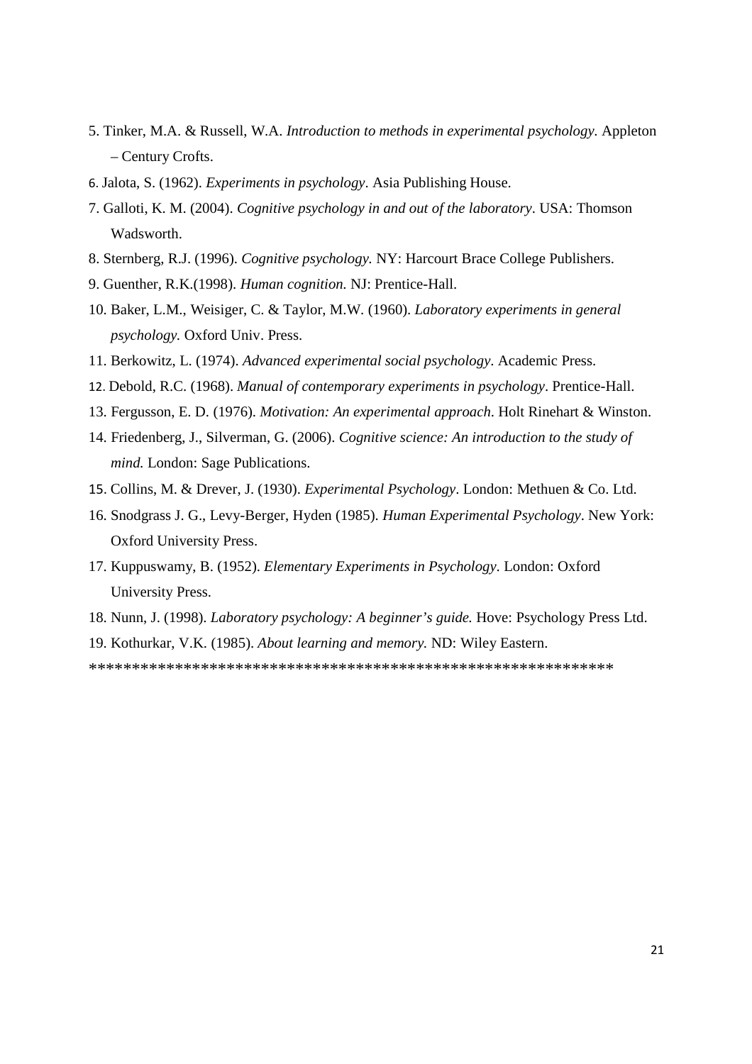5. Tinker, M.A. & Russell, W.A. *Introduction to methods in experimental psychology.* Appleton – Century Crofts.
6. Jalota, S. (1962). *Experiments in psychology*. Asia Publishing House.
7. Galloti, K. M. (2004). *Cognitive psychology in and out of the laboratory*. USA: Thomson Wadsworth.
8. Sternberg, R.J. (1996). *Cognitive psychology.* NY: Harcourt Brace College Publishers.
9. Guenther, R.K.(1998). *Human cognition.* NJ: Prentice-Hall.
10. Baker, L.M., Weisiger, C. & Taylor, M.W. (1960). *Laboratory experiments in general psychology.* Oxford Univ. Press.
11. Berkowitz, L. (1974). *Advanced experimental social psychology*. Academic Press.
12. Debold, R.C. (1968). *Manual of contemporary experiments in psychology*. Prentice-Hall.
13. Fergusson, E. D. (1976). *Motivation: An experimental approach*. Holt Rinehart & Winston.
14. Friedenberg, J., Silverman, G. (2006). *Cognitive science: An introduction to the study of mind.* London: Sage Publications.
15. Collins, M. & Drever, J. (1930). *Experimental Psychology*. London: Methuen & Co. Ltd.
16. Snodgrass J. G., Levy-Berger, Hyden (1985). *Human Experimental Psychology*. New York: Oxford University Press.
17. Kuppuswamy, B. (1952). *Elementary Experiments in Psychology*. London: Oxford University Press.
18. Nunn, J. (1998). *Laboratory psychology: A beginner's guide.* Hove: Psychology Press Ltd.
19. Kothurkar, V.K. (1985). *About learning and memory.* ND: Wiley Eastern.

*************************************************************